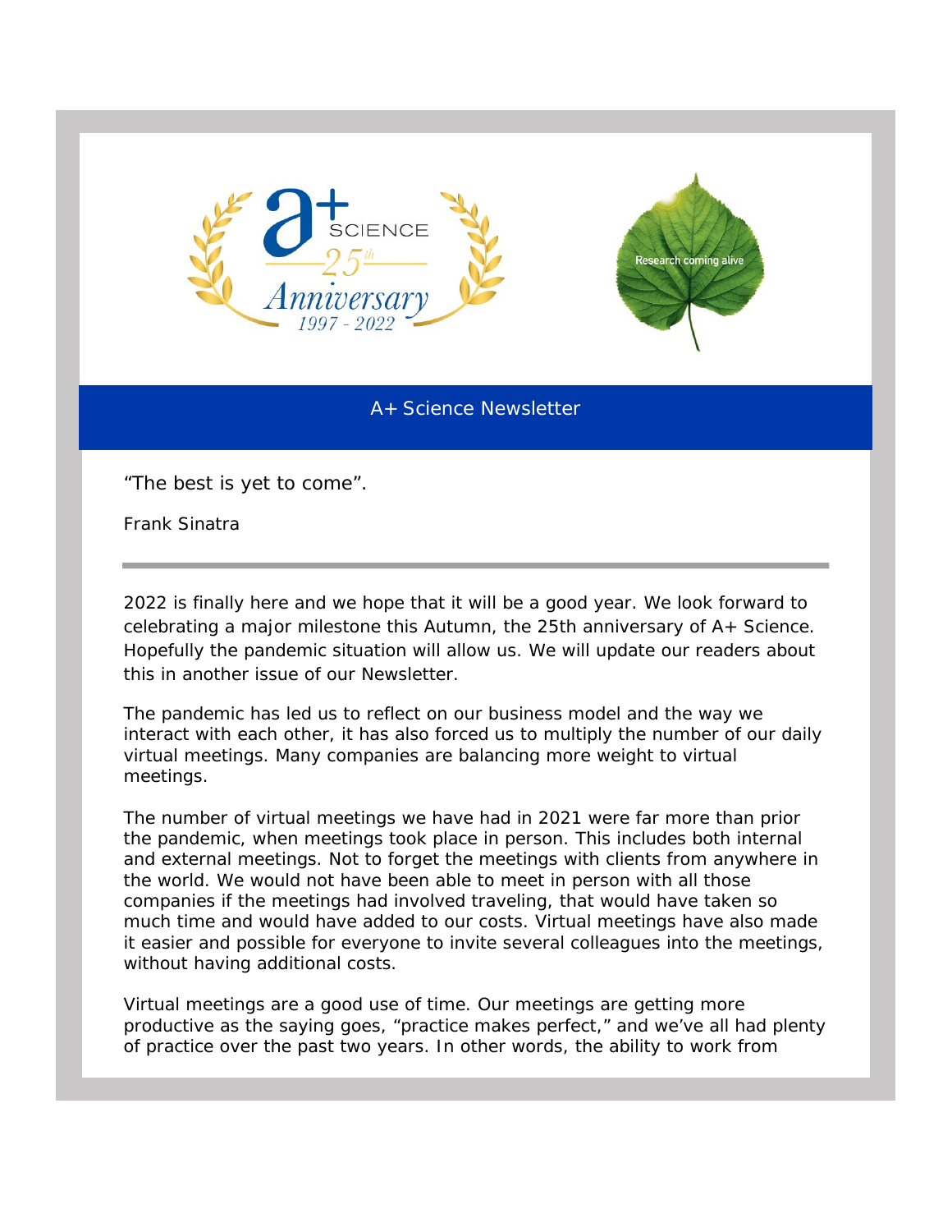A+ Science 25th Anniversary 1997 - 2022

Research coming alive

# A+ Science Newsletter

"The best is yet to come".

Frank Sinatra

---

2022 is finally here and we hope that it will be a good year. We look forward to celebrating a major milestone this Autumn, the 25th anniversary of A+ Science. Hopefully the pandemic situation will allow us. We will update our readers about this in another issue of our Newsletter.

The pandemic has led us to reflect on our business model and the way we interact with each other, it has also forced us to multiply the number of our daily virtual meetings. Many companies are balancing more weight to virtual meetings.

The number of virtual meetings we have had in 2021 were far more than prior the pandemic, when meetings took place in person. This includes both internal and external meetings. Not to forget the meetings with clients from anywhere in the world. We would not have been able to meet in person with all those companies if the meetings had involved traveling, that would have taken so much time and would have added to our costs. Virtual meetings have also made it easier and possible for everyone to invite several colleagues into the meetings, without having additional costs.

Virtual meetings are a good use of time. Our meetings are getting more productive as the saying goes, "practice makes perfect," and we've all had plenty of practice over the past two years. In other words, the ability to work from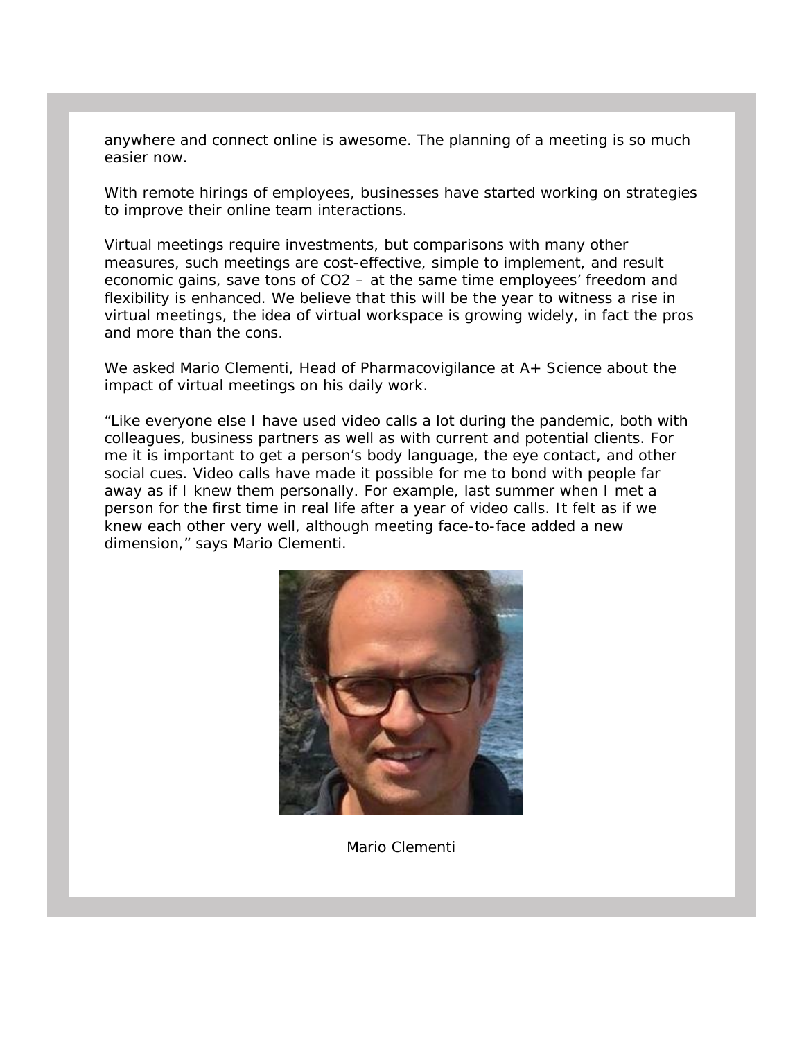anywhere and connect online is awesome. The planning of a meeting is so much easier now.

With remote hirings of employees, businesses have started working on strategies to improve their online team interactions.

Virtual meetings require investments, but comparisons with many other measures, such meetings are cost-effective, simple to implement, and result economic gains, save tons of $CO_2$ – at the same time employees' freedom and flexibility is enhanced. We believe that this will be the year to witness a rise in virtual meetings, the idea of virtual workspace is growing widely, in fact the pros and more than the cons.

We asked Mario Clementi, Head of Pharmacovigilance at A+ Science about the impact of virtual meetings on his daily work.

"Like everyone else I have used video calls a lot during the pandemic, both with colleagues, business partners as well as with current and potential clients. For me it is important to get a person's body language, the eye contact, and other social cues. Video calls have made it possible for me to bond with people far away as if I knew them personally. For example, last summer when I met a person for the first time in real life after a year of video calls. It felt as if we knew each other very well, although meeting face-to-face added a new dimension," says Mario Clementi.

Mario Clementi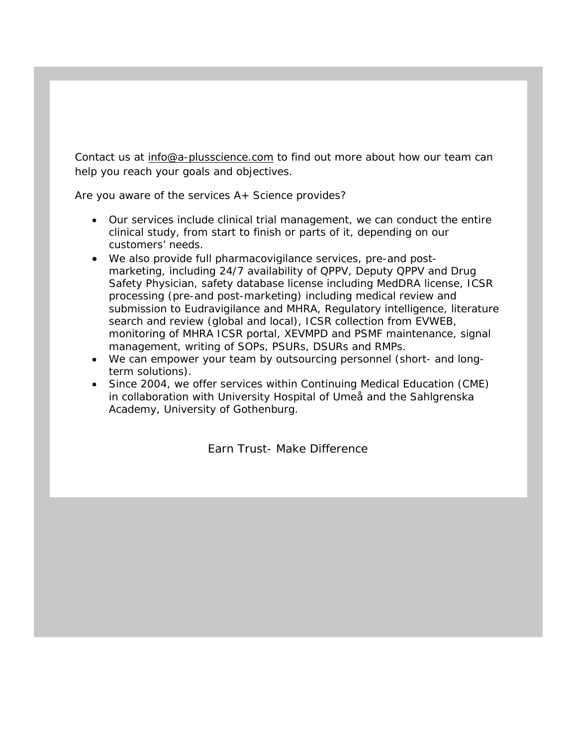Contact us at info@a-plusscience.com to find out more about how our team can help you reach your goals and objectives.

Are you aware of the services A+ Science provides?

- Our services include clinical trial management, we can conduct the entire clinical study, from start to finish or parts of it, depending on our customers' needs.
- We also provide full pharmacovigilance services, pre-and post-marketing, including 24/7 availability of QPPV, Deputy QPPV and Drug Safety Physician, safety database license including MedDRA license, ICSR processing (pre-and post-marketing) including medical review and submission to Eudravigilance and MHRA, Regulatory intelligence, literature search and review (global and local), ICSR collection from EVWEB, monitoring of MHRA ICSR portal, XEVMPD and PSMF maintenance, signal management, writing of SOPs, PSURs, DSURs and RMPs.
- We can empower your team by outsourcing personnel (short- and long-term solutions).
- Since 2004, we offer services within Continuing Medical Education (CME) in collaboration with University Hospital of Umeå and the Sahlgrenska Academy, University of Gothenburg.

Earn Trust- Make Difference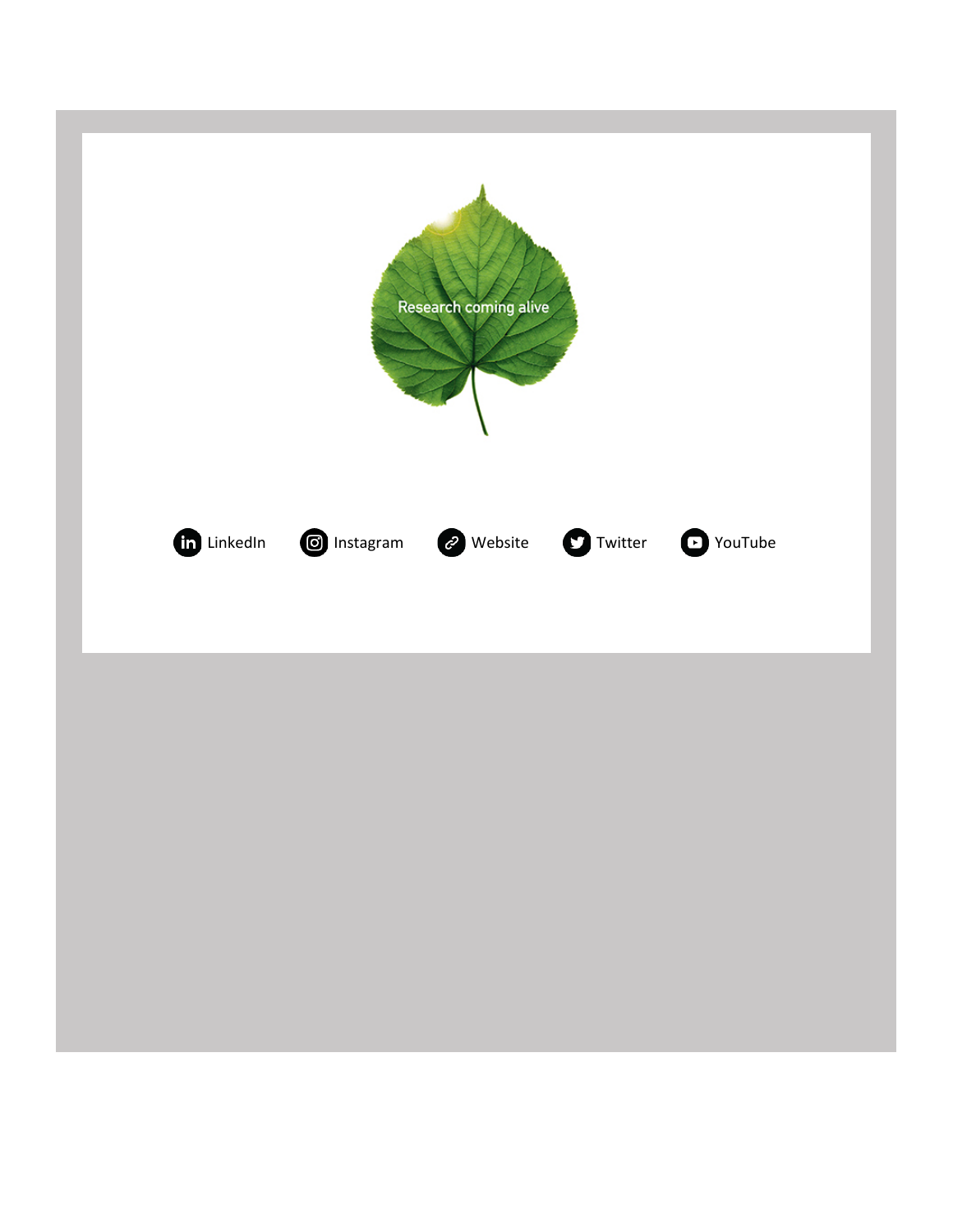Research coming alive

LinkedIn Instagram Website Twitter YouTube